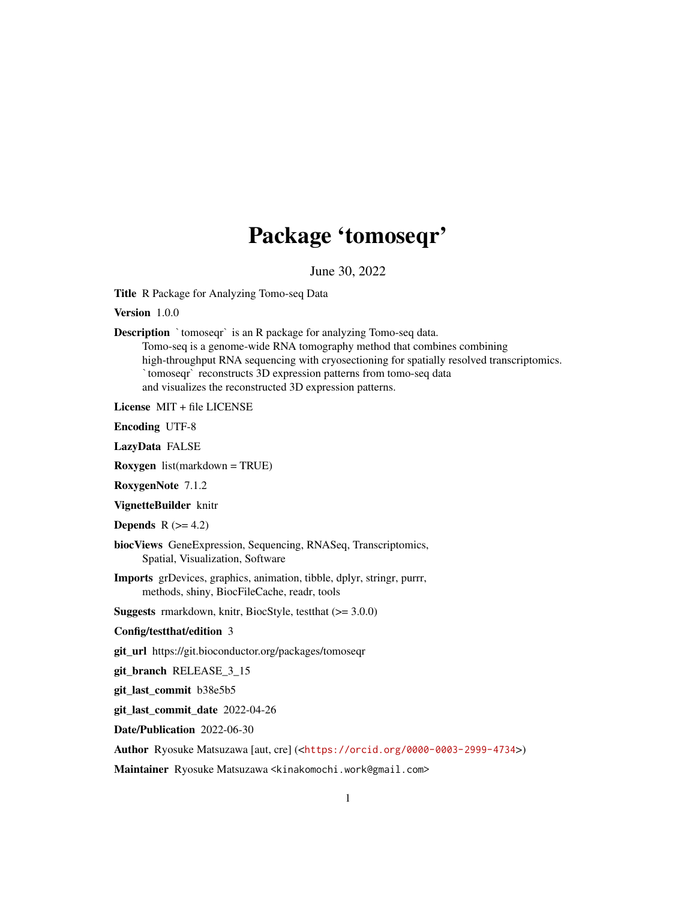# Package 'tomoseqr'

June 30, 2022

**Title** R Package for Analyzing Tomo-seq Data

**Version** 1.0.0

**Description** `tomoseqr` is an R package for analyzing Tomo-seq data.
Tomo-seq is a genome-wide RNA tomography method that combines combining
high-throughput RNA sequencing with cryosectioning for spatially resolved transcriptomics.
`tomoseqr` reconstructs 3D expression patterns from tomo-seq data
and visualizes the reconstructed 3D expression patterns.

**License** MIT + file LICENSE

**Encoding** UTF-8

**LazyData** FALSE

**Roxygen** list(markdown = TRUE)

**RoxygenNote** 7.1.2

**VignetteBuilder** knitr

**Depends** R (>= 4.2)

**biocViews** GeneExpression, Sequencing, RNASeq, Transcriptomics,
Spatial, Visualization, Software

**Imports** grDevices, graphics, animation, tibble, dplyr, stringr, purrr,
methods, shiny, BiocFileCache, readr, tools

**Suggests** rmarkdown, knitr, BiocStyle, testthat (>= 3.0.0)

**Config/testthat/edition** 3

**git_url** https://git.bioconductor.org/packages/tomoseqr

**git_branch** RELEASE_3_15

**git_last_commit** b38e5b5

**git_last_commit_date** 2022-04-26

**Date/Publication** 2022-06-30

**Author** Ryosuke Matsuzawa [aut, cre] (<https://orcid.org/0000-0003-2999-4734>)

**Maintainer** Ryosuke Matsuzawa <kinakomochi.work@gmail.com>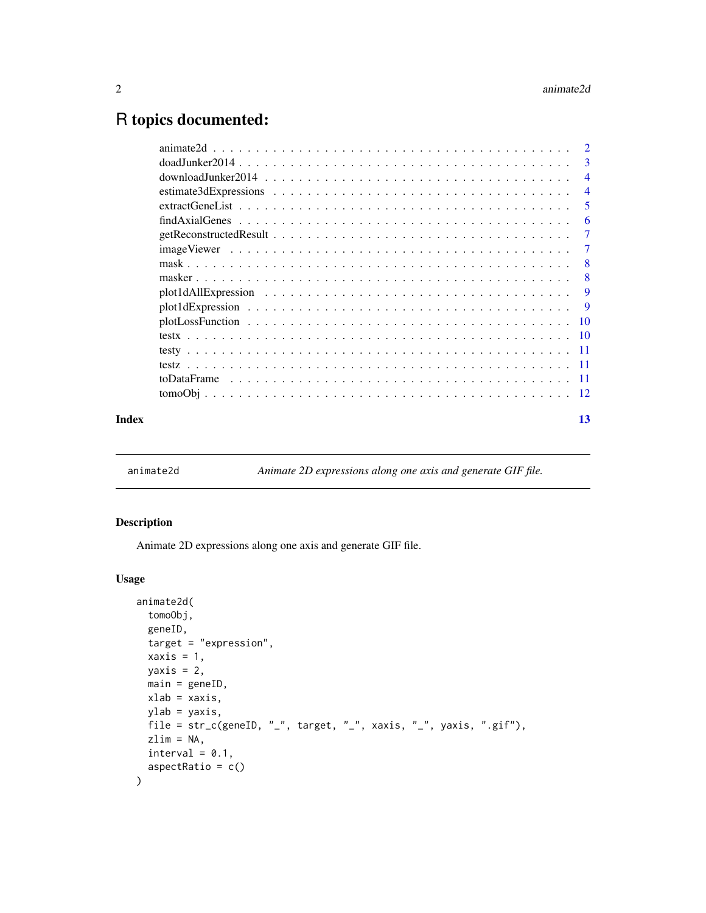# R topics documented:

| | |
|---|---|
| animate2d | 2 |
| doadJunker2014 | 3 |
| downloadJunker2014 | 4 |
| estimate3dExpressions | 4 |
| extractGeneList | 5 |
| findAxialGenes | 6 |
| getReconstructedResult | 7 |
| imageViewer | 7 |
| mask | 8 |
| masker | 8 |
| plot1dAllExpression | 9 |
| plot1dExpression | 9 |
| plotLossFunction | 10 |
| testx | 10 |
| testy | 11 |
| testz | 11 |
| toDataFrame | 11 |
| tomoObj | 12 |
| **Index** | **13** |

---

`animate2d` *Animate 2D expressions along one axis and generate GIF file.*

---

## Description

Animate 2D expressions along one axis and generate GIF file.

## Usage

```
animate2d(
  tomoObj,
  geneID,
  target = "expression",
  xaxis = 1,
  yaxis = 2,
  main = geneID,
  xlab = xaxis,
  ylab = yaxis,
  file = str_c(geneID, "_", target, "_", xaxis, "_", yaxis, ".gif"),
  zlim = NA,
  interval = 0.1,
  aspectRatio = c()
)
```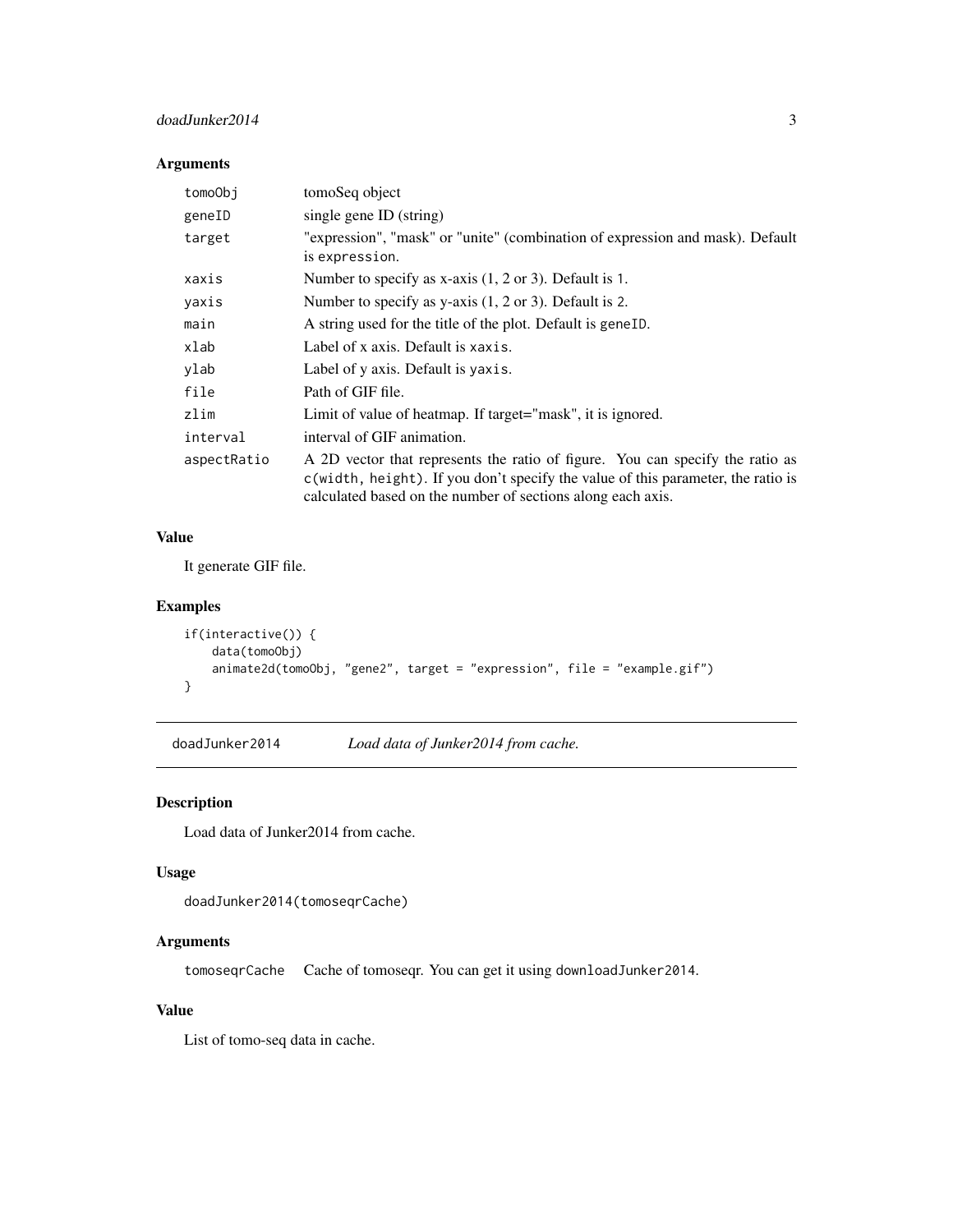## Arguments

| | |
|---|---|
| `tomoObj` | tomoSeq object |
| `geneID` | single gene ID (string) |
| `target` | "expression", "mask" or "unite" (combination of expression and mask). Default is `expression`. |
| `xaxis` | Number to specify as x-axis (1, 2 or 3). Default is 1. |
| `yaxis` | Number to specify as y-axis (1, 2 or 3). Default is 2. |
| `main` | A string used for the title of the plot. Default is `geneID`. |
| `xlab` | Label of x axis. Default is `xaxis`. |
| `ylab` | Label of y axis. Default is `yaxis`. |
| `file` | Path of GIF file. |
| `zlim` | Limit of value of heatmap. If target="mask", it is ignored. |
| `interval` | interval of GIF animation. |
| `aspectRatio` | A 2D vector that represents the ratio of figure. You can specify the ratio as `c(width, height)`. If you don't specify the value of this parameter, the ratio is calculated based on the number of sections along each axis. |

## Value

It generate GIF file.

## Examples

```
if(interactive()) {
    data(tomoObj)
    animate2d(tomoObj, "gene2", target = "expression", file = "example.gif")
}
```

---

# doadJunker2014 *Load data of Junker2014 from cache.*

## Description

Load data of Junker2014 from cache.

## Usage

```
doadJunker2014(tomoseqrCache)
```

## Arguments

| | |
|---|---|
| `tomoseqrCache` | Cache of tomoseqr. You can get it using `downloadJunker2014`. |

## Value

List of tomo-seq data in cache.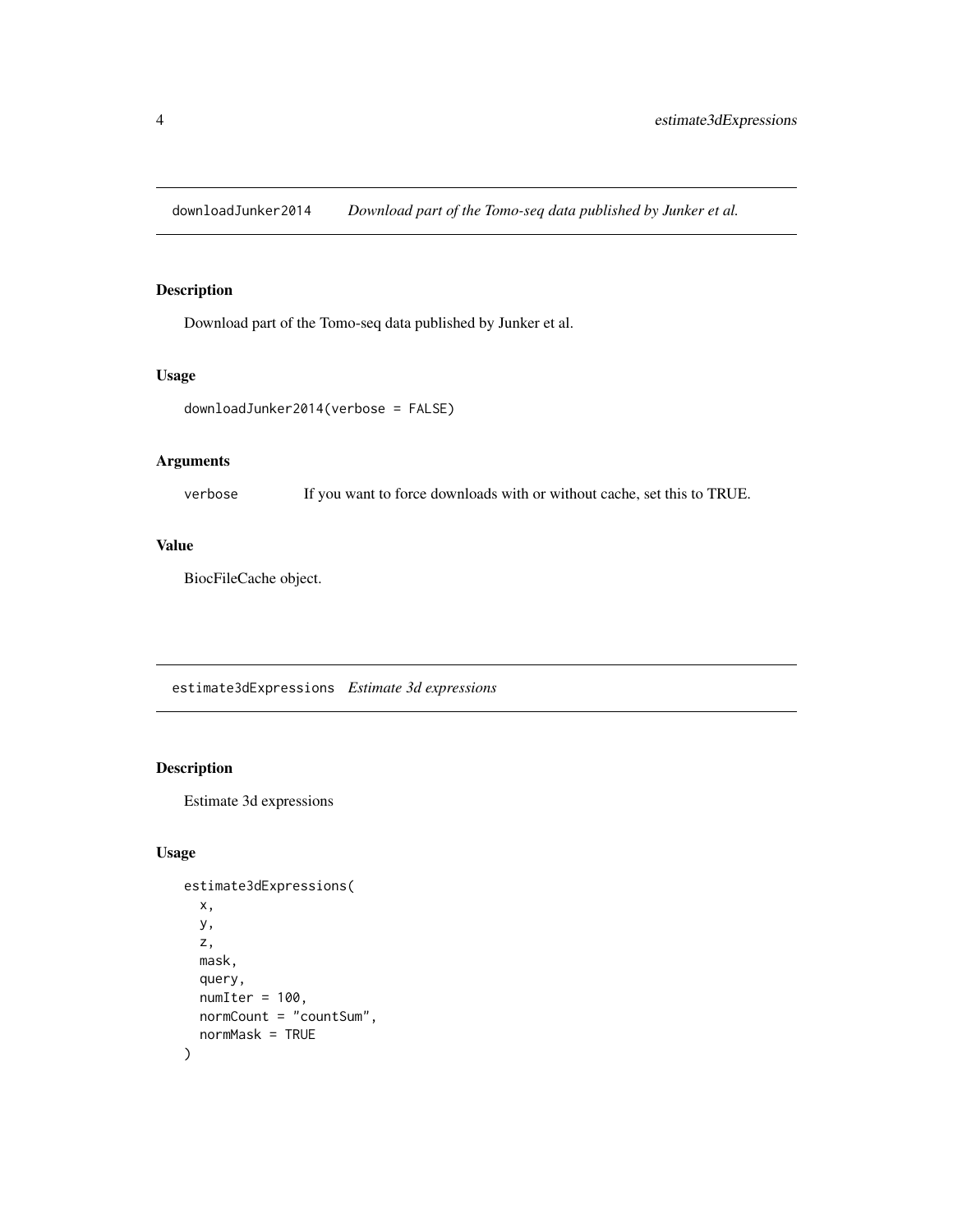## downloadJunker2014 *Download part of the Tomo-seq data published by Junker et al.*

### Description

Download part of the Tomo-seq data published by Junker et al.

### Usage

```
downloadJunker2014(verbose = FALSE)
```

### Arguments

| | |
|---|---|
| verbose | If you want to force downloads with or without cache, set this to TRUE. |

### Value

BiocFileCache object.

## estimate3dExpressions *Estimate 3d expressions*

### Description

Estimate 3d expressions

### Usage

```
estimate3dExpressions(
  x,
  y,
  z,
  mask,
  query,
  numIter = 100,
  normCount = "countSum",
  normMask = TRUE
)
```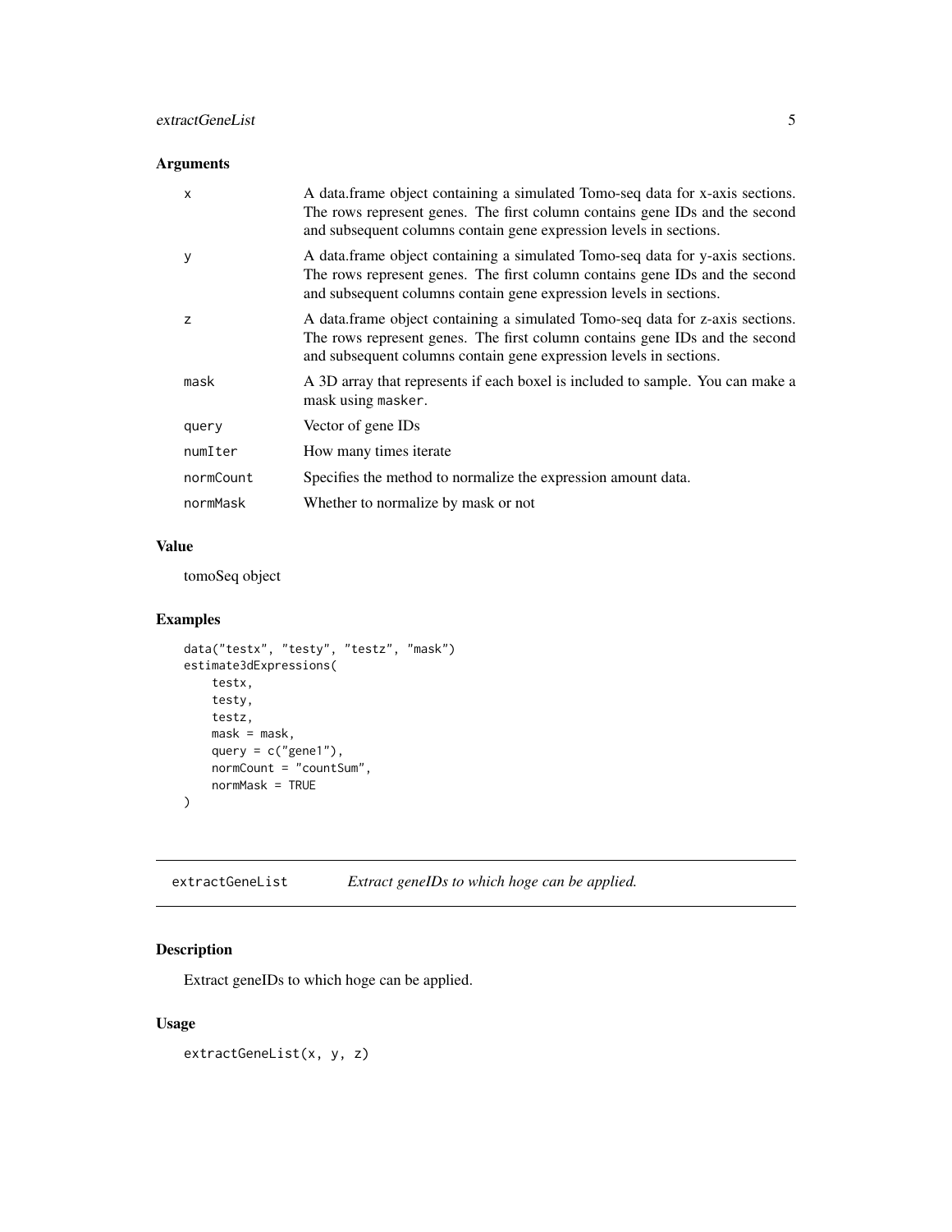### Arguments

| | |
|---|---|
| x | A data.frame object containing a simulated Tomo-seq data for x-axis sections. The rows represent genes. The first column contains gene IDs and the second and subsequent columns contain gene expression levels in sections. |
| y | A data.frame object containing a simulated Tomo-seq data for y-axis sections. The rows represent genes. The first column contains gene IDs and the second and subsequent columns contain gene expression levels in sections. |
| z | A data.frame object containing a simulated Tomo-seq data for z-axis sections. The rows represent genes. The first column contains gene IDs and the second and subsequent columns contain gene expression levels in sections. |
| mask | A 3D array that represents if each boxel is included to sample. You can make a mask using `masker`. |
| query | Vector of gene IDs |
| numIter | How many times iterate |
| normCount | Specifies the method to normalize the expression amount data. |
| normMask | Whether to normalize by mask or not |

### Value

tomoSeq object

### Examples

```
data("testx", "testy", "testz", "mask")
estimate3dExpressions(
    testx,
    testy,
    testz,
    mask = mask,
    query = c("gene1"),
    normCount = "countSum",
    normMask = TRUE
)
```

---

## extractGeneList — *Extract geneIDs to which hoge can be applied.*

---

### Description

Extract geneIDs to which hoge can be applied.

### Usage

```
extractGeneList(x, y, z)
```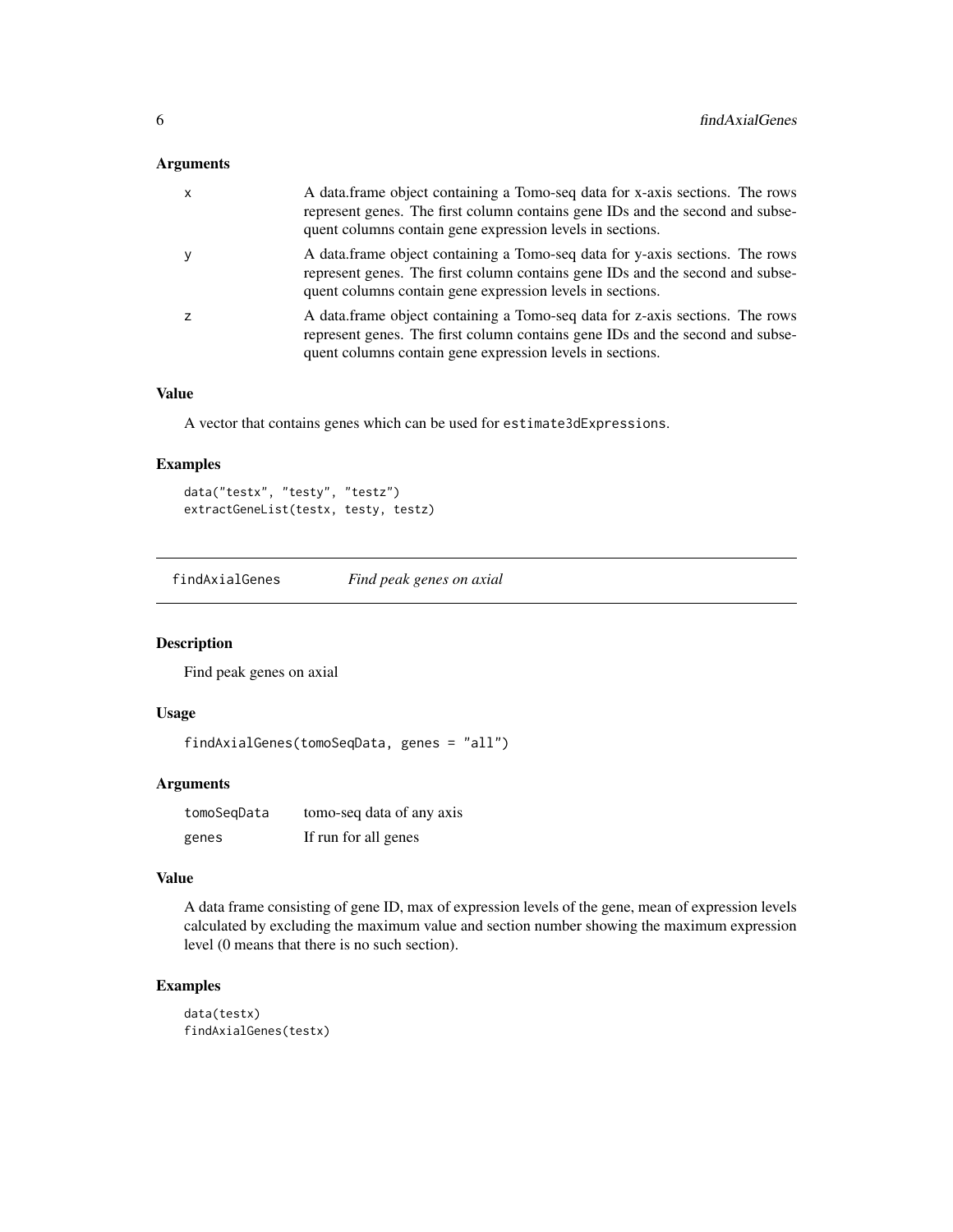### Arguments

| | |
|---|---|
| x | A data.frame object containing a Tomo-seq data for x-axis sections. The rows represent genes. The first column contains gene IDs and the second and subsequent columns contain gene expression levels in sections. |
| y | A data.frame object containing a Tomo-seq data for y-axis sections. The rows represent genes. The first column contains gene IDs and the second and subsequent columns contain gene expression levels in sections. |
| z | A data.frame object containing a Tomo-seq data for z-axis sections. The rows represent genes. The first column contains gene IDs and the second and subsequent columns contain gene expression levels in sections. |

### Value

A vector that contains genes which can be used for `estimate3dExpressions`.

### Examples

```
data("testx", "testy", "testz")
extractGeneList(testx, testy, testz)
```

---

## findAxialGenes *Find peak genes on axial*

### Description

Find peak genes on axial

### Usage

```
findAxialGenes(tomoSeqData, genes = "all")
```

### Arguments

| | |
|---|---|
| tomoSeqData | tomo-seq data of any axis |
| genes | If run for all genes |

### Value

A data frame consisting of gene ID, max of expression levels of the gene, mean of expression levels calculated by excluding the maximum value and section number showing the maximum expression level (0 means that there is no such section).

### Examples

```
data(testx)
findAxialGenes(testx)
```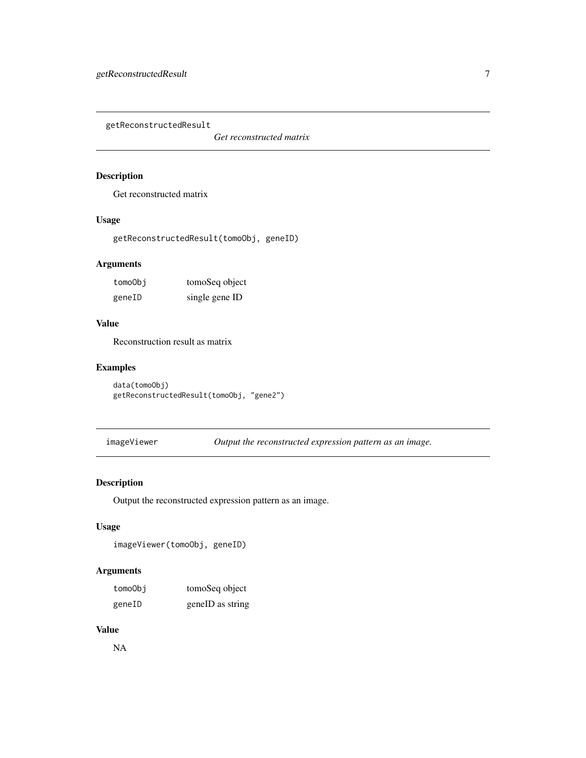## getReconstructedResult

*Get reconstructed matrix*

### Description

Get reconstructed matrix

### Usage

```
getReconstructedResult(tomoObj, geneID)
```

### Arguments

| | |
|---|---|
| tomoObj | tomoSeq object |
| geneID | single gene ID |

### Value

Reconstruction result as matrix

### Examples

```
data(tomoObj)
getReconstructedResult(tomoObj, "gene2")
```

## imageViewer

*Output the reconstructed expression pattern as an image.*

### Description

Output the reconstructed expression pattern as an image.

### Usage

```
imageViewer(tomoObj, geneID)
```

### Arguments

| | |
|---|---|
| tomoObj | tomoSeq object |
| geneID | geneID as string |

### Value

NA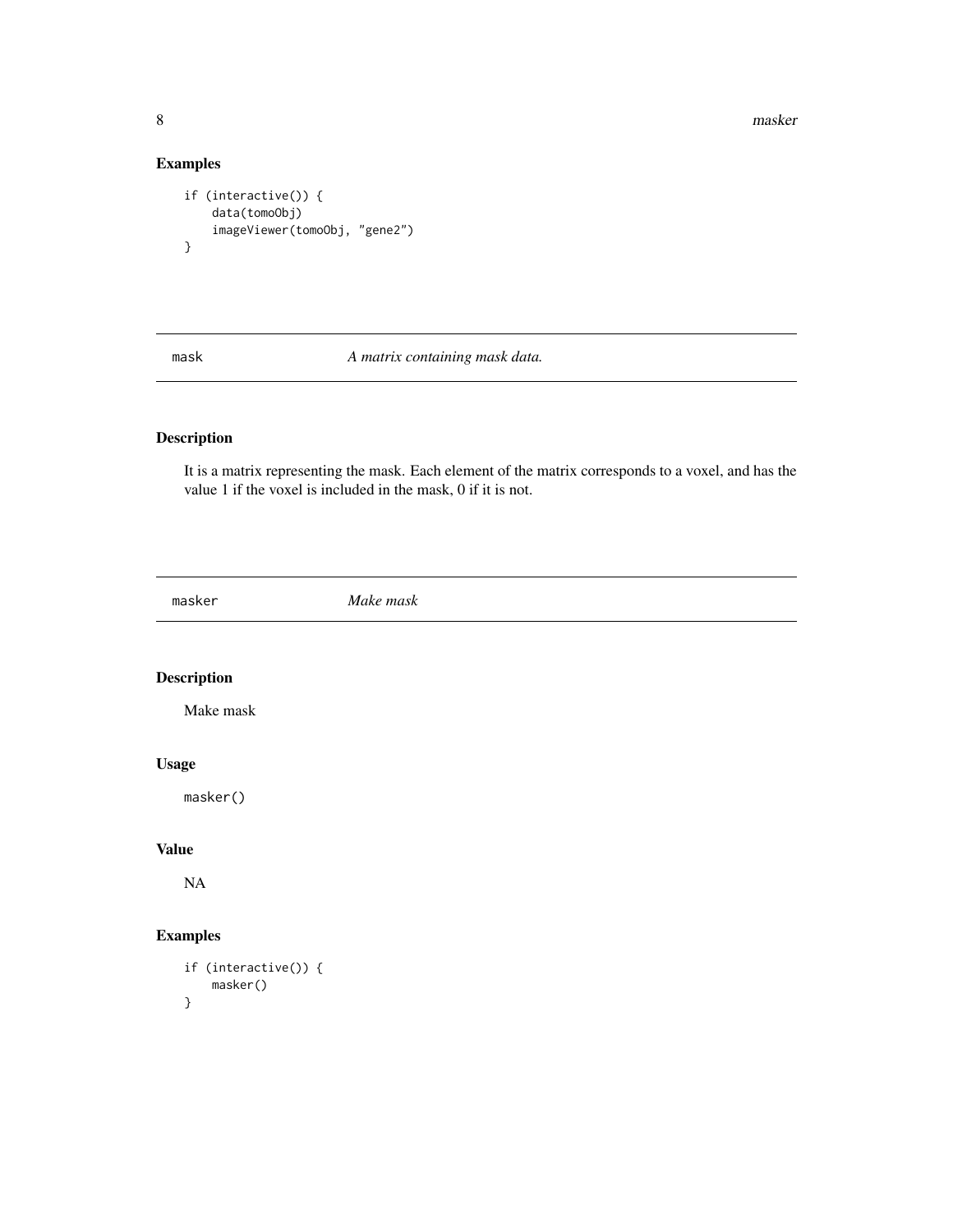## Examples

```
if (interactive()) {
    data(tomoObj)
    imageViewer(tomoObj, "gene2")
}
```

## mask — *A matrix containing mask data.*

### Description

It is a matrix representing the mask. Each element of the matrix corresponds to a voxel, and has the value 1 if the voxel is included in the mask, 0 if it is not.

## masker — *Make mask*

### Description

Make mask

### Usage

```
masker()
```

### Value

NA

### Examples

```
if (interactive()) {
    masker()
}
```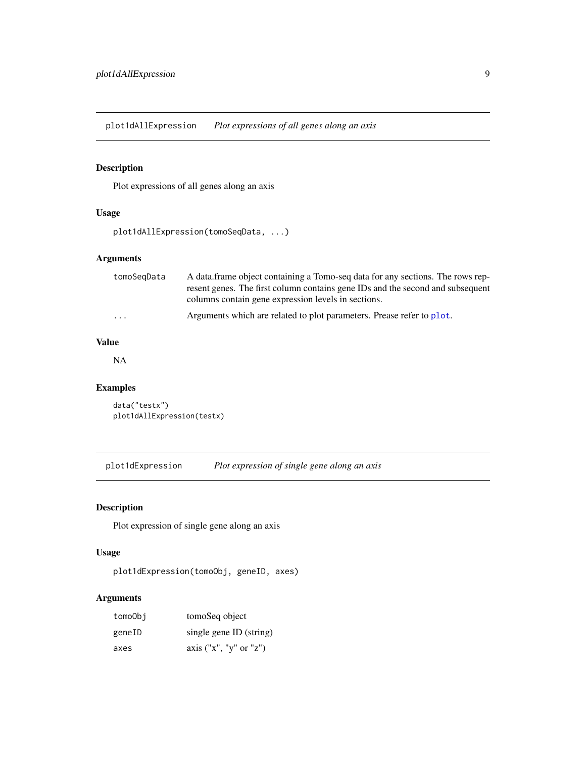## plot1dAllExpression *Plot expressions of all genes along an axis*

### Description

Plot expressions of all genes along an axis

### Usage

```
plot1dAllExpression(tomoSeqData, ...)
```

### Arguments

| | |
|---|---|
| `tomoSeqData` | A data.frame object containing a Tomo-seq data for any sections. The rows represent genes. The first column contains gene IDs and the second and subsequent columns contain gene expression levels in sections. |
| `...` | Arguments which are related to plot parameters. Please refer to `plot`. |

### Value

NA

### Examples

```
data("testx")
plot1dAllExpression(testx)
```

## plot1dExpression *Plot expression of single gene along an axis*

### Description

Plot expression of single gene along an axis

### Usage

```
plot1dExpression(tomoObj, geneID, axes)
```

### Arguments

| | |
|---|---|
| `tomoObj` | tomoSeq object |
| `geneID` | single gene ID (string) |
| `axes` | axis ("x", "y" or "z") |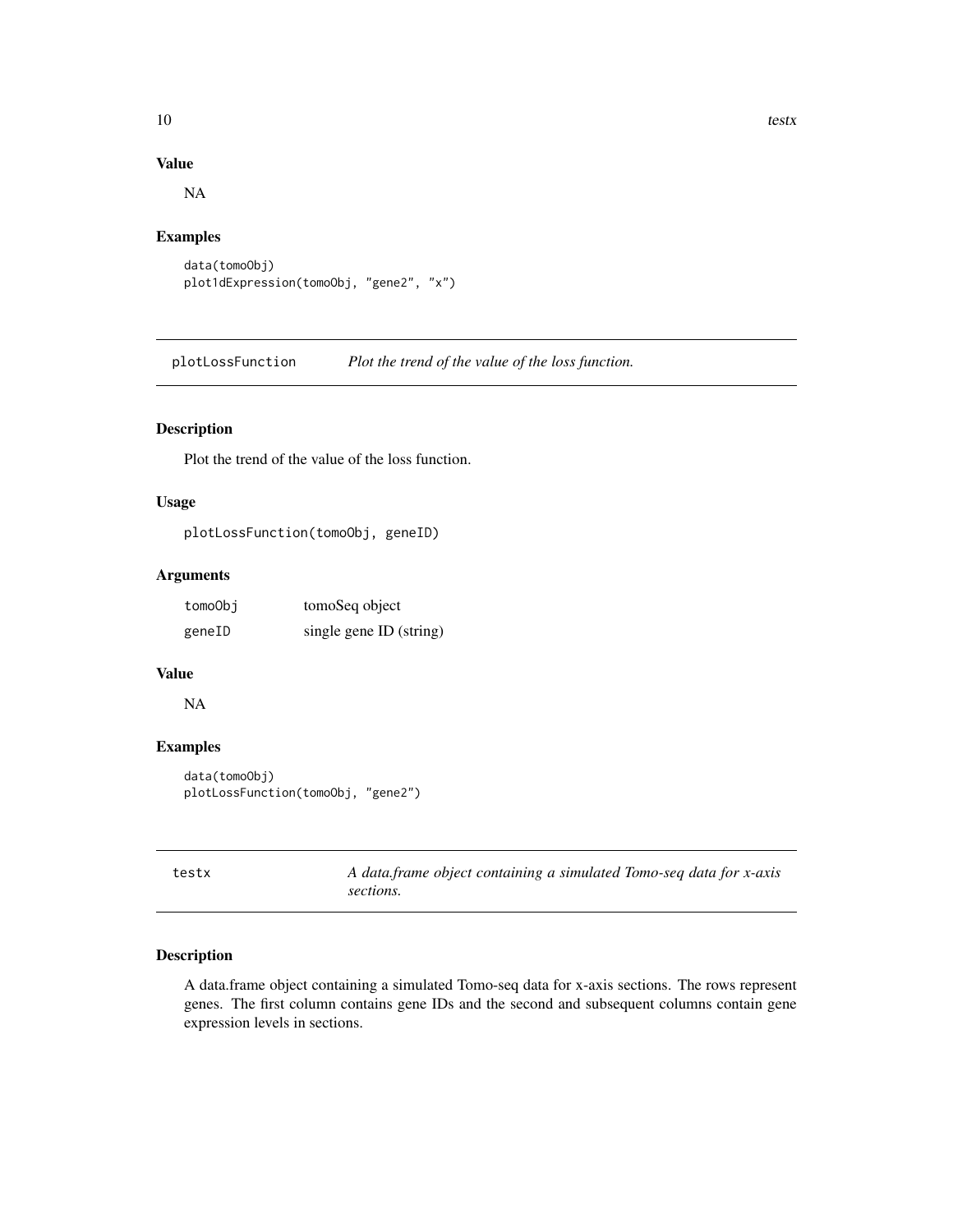## Value

NA

## Examples

```
data(tomoObj)
plot1dExpression(tomoObj, "gene2", "x")
```

---

# plotLossFunction *Plot the trend of the value of the loss function.*

## Description

Plot the trend of the value of the loss function.

## Usage

```
plotLossFunction(tomoObj, geneID)
```

## Arguments

| | |
|---|---|
| `tomoObj` | tomoSeq object |
| `geneID` | single gene ID (string) |

## Value

NA

## Examples

```
data(tomoObj)
plotLossFunction(tomoObj, "gene2")
```

---

# testx *A data.frame object containing a simulated Tomo-seq data for x-axis sections.*

## Description

A data.frame object containing a simulated Tomo-seq data for x-axis sections. The rows represent genes. The first column contains gene IDs and the second and subsequent columns contain gene expression levels in sections.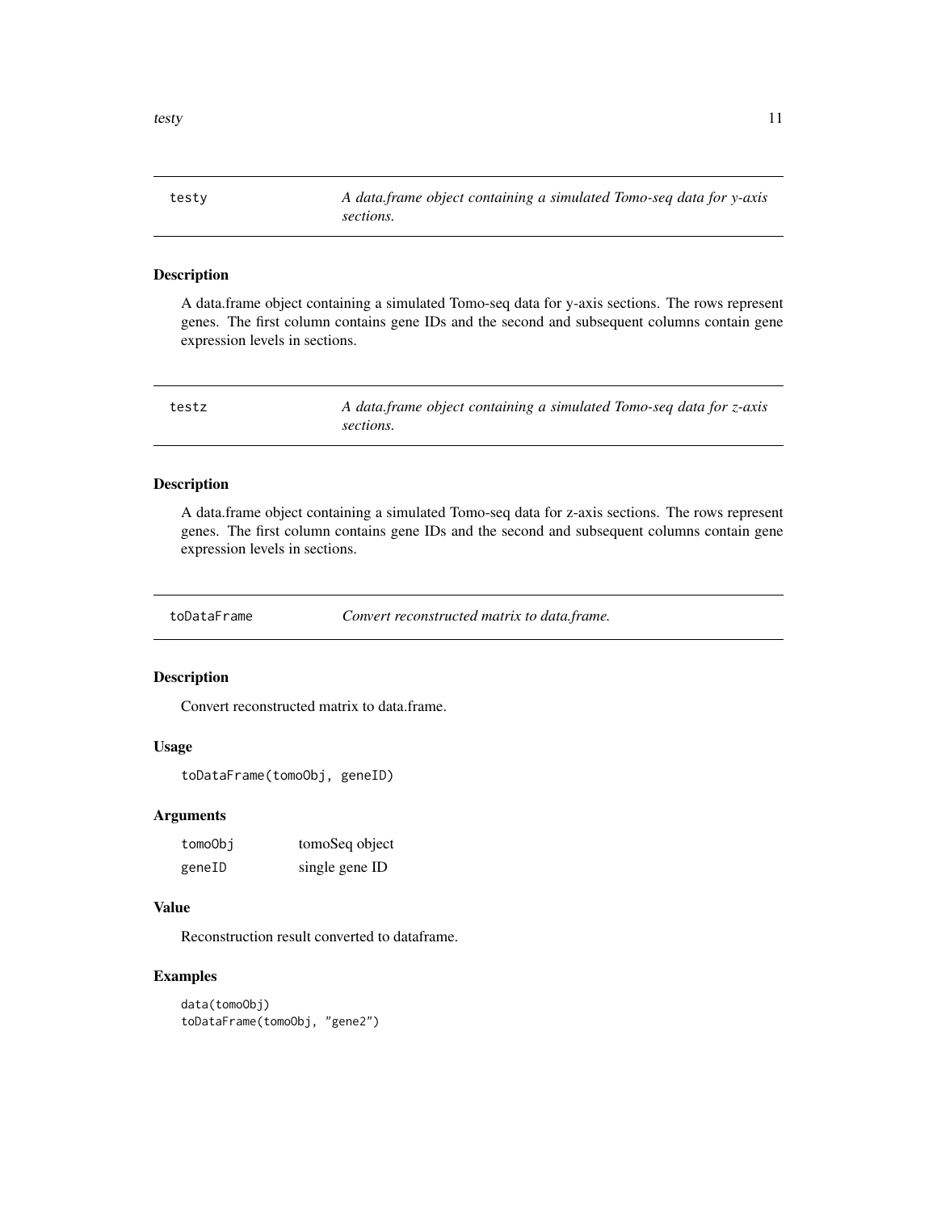## testy — *A data.frame object containing a simulated Tomo-seq data for y-axis sections.*

### Description

A data.frame object containing a simulated Tomo-seq data for y-axis sections. The rows represent genes. The first column contains gene IDs and the second and subsequent columns contain gene expression levels in sections.

## testz — *A data.frame object containing a simulated Tomo-seq data for z-axis sections.*

### Description

A data.frame object containing a simulated Tomo-seq data for z-axis sections. The rows represent genes. The first column contains gene IDs and the second and subsequent columns contain gene expression levels in sections.

## toDataFrame — *Convert reconstructed matrix to data.frame.*

### Description

Convert reconstructed matrix to data.frame.

### Usage

```
toDataFrame(tomoObj, geneID)
```

### Arguments

| | |
|---|---|
| tomoObj | tomoSeq object |
| geneID | single gene ID |

### Value

Reconstruction result converted to dataframe.

### Examples

```
data(tomoObj)
toDataFrame(tomoObj, "gene2")
```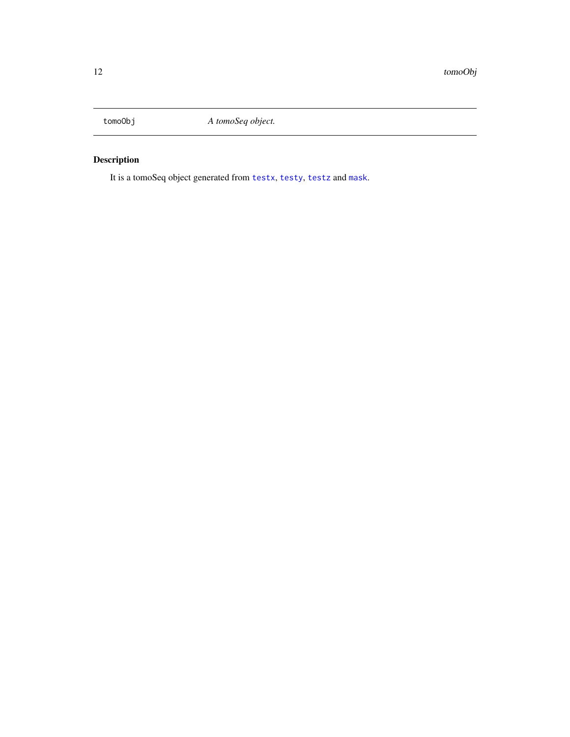tomoObj *A tomoSeq object.*

## Description

It is a tomoSeq object generated from `testx`, `testy`, `testz` and `mask`.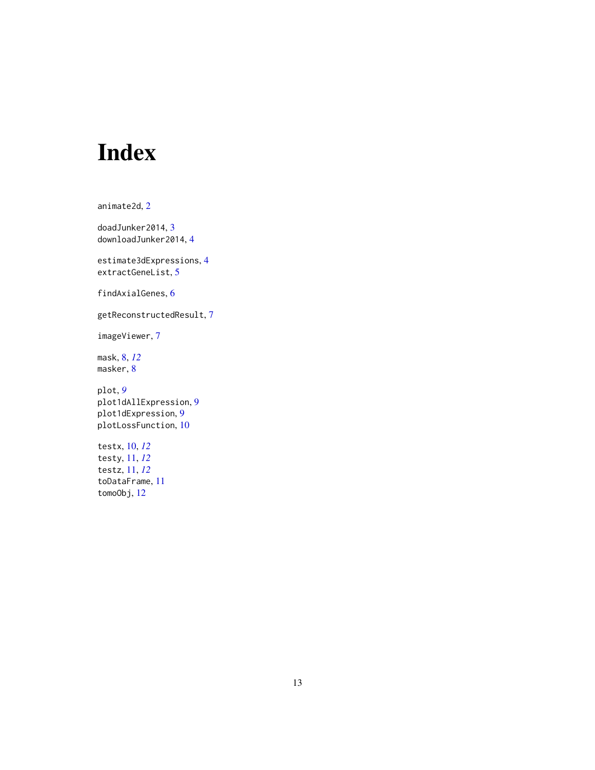# Index

animate2d, 2

doadJunker2014, 3
downloadJunker2014, 4

estimate3dExpressions, 4
extractGeneList, 5

findAxialGenes, 6

getReconstructedResult, 7

imageViewer, 7

mask, 8, *12*
masker, 8

plot, *9*
plot1dAllExpression, 9
plot1dExpression, 9
plotLossFunction, 10

testx, 10, *12*
testy, 11, *12*
testz, 11, *12*
toDataFrame, 11
tomoObj, 12